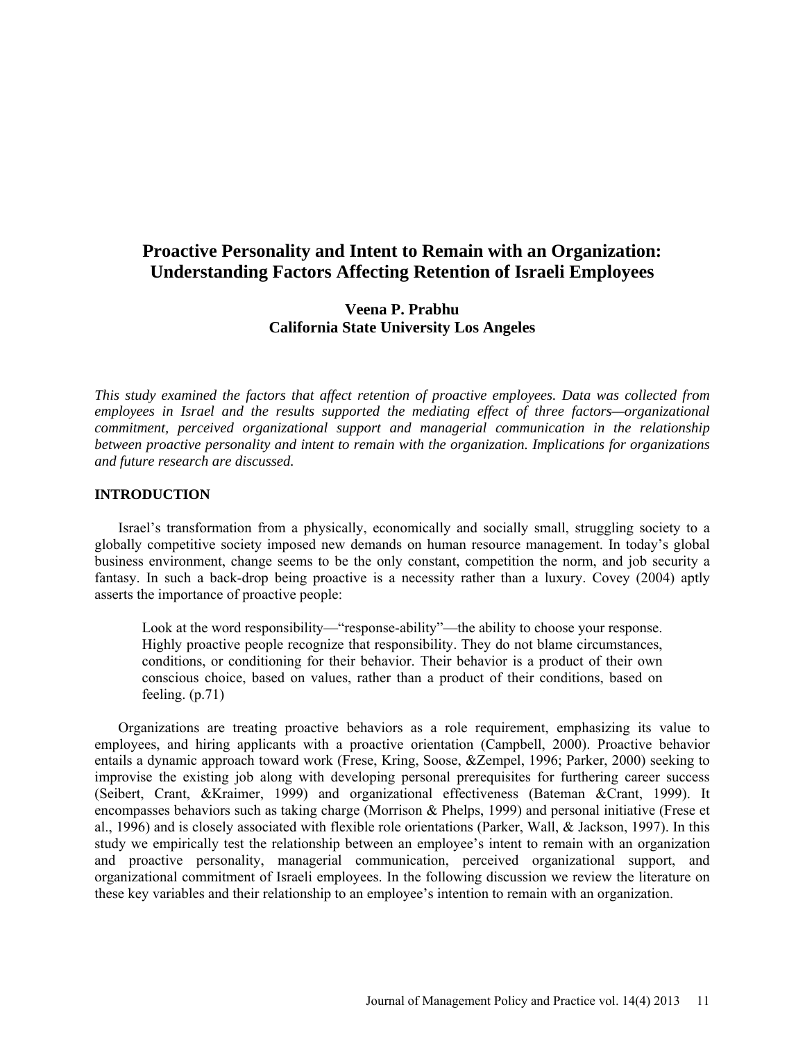# Proactive Personality and Intent to Remain with an Organization: Understanding Factors Affecting Retention of Israeli Employees

**Veena P. Prabhu**
**California State University Los Angeles**

*This study examined the factors that affect retention of proactive employees. Data was collected from employees in Israel and the results supported the mediating effect of three factors—organizational commitment, perceived organizational support and managerial communication in the relationship between proactive personality and intent to remain with the organization. Implications for organizations and future research are discussed.*

## INTRODUCTION

Israel's transformation from a physically, economically and socially small, struggling society to a globally competitive society imposed new demands on human resource management. In today's global business environment, change seems to be the only constant, competition the norm, and job security a fantasy. In such a back-drop being proactive is a necessity rather than a luxury. Covey (2004) aptly asserts the importance of proactive people:

> Look at the word responsibility—"response-ability"—the ability to choose your response. Highly proactive people recognize that responsibility. They do not blame circumstances, conditions, or conditioning for their behavior. Their behavior is a product of their own conscious choice, based on values, rather than a product of their conditions, based on feeling. (p.71)

Organizations are treating proactive behaviors as a role requirement, emphasizing its value to employees, and hiring applicants with a proactive orientation (Campbell, 2000). Proactive behavior entails a dynamic approach toward work (Frese, Kring, Soose, &Zempel, 1996; Parker, 2000) seeking to improvise the existing job along with developing personal prerequisites for furthering career success (Seibert, Crant, &Kraimer, 1999) and organizational effectiveness (Bateman &Crant, 1999). It encompasses behaviors such as taking charge (Morrison & Phelps, 1999) and personal initiative (Frese et al., 1996) and is closely associated with flexible role orientations (Parker, Wall, & Jackson, 1997). In this study we empirically test the relationship between an employee's intent to remain with an organization and proactive personality, managerial communication, perceived organizational support, and organizational commitment of Israeli employees. In the following discussion we review the literature on these key variables and their relationship to an employee's intention to remain with an organization.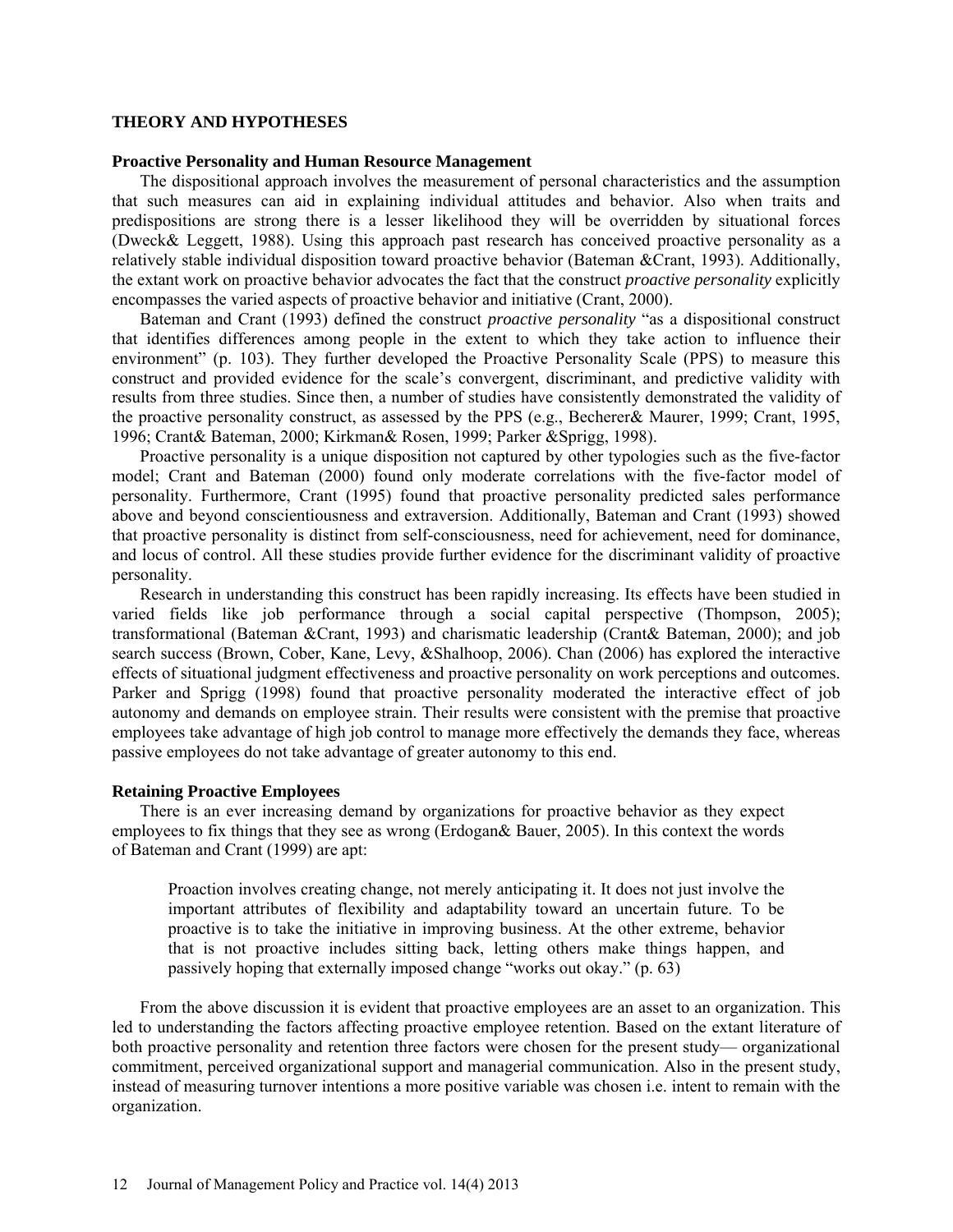## THEORY AND HYPOTHESES

### Proactive Personality and Human Resource Management

The dispositional approach involves the measurement of personal characteristics and the assumption that such measures can aid in explaining individual attitudes and behavior. Also when traits and predispositions are strong there is a lesser likelihood they will be overridden by situational forces (Dweck& Leggett, 1988). Using this approach past research has conceived proactive personality as a relatively stable individual disposition toward proactive behavior (Bateman &Crant, 1993). Additionally, the extant work on proactive behavior advocates the fact that the construct *proactive personality* explicitly encompasses the varied aspects of proactive behavior and initiative (Crant, 2000).

Bateman and Crant (1993) defined the construct *proactive personality* "as a dispositional construct that identifies differences among people in the extent to which they take action to influence their environment" (p. 103). They further developed the Proactive Personality Scale (PPS) to measure this construct and provided evidence for the scale's convergent, discriminant, and predictive validity with results from three studies. Since then, a number of studies have consistently demonstrated the validity of the proactive personality construct, as assessed by the PPS (e.g., Becherer& Maurer, 1999; Crant, 1995, 1996; Crant& Bateman, 2000; Kirkman& Rosen, 1999; Parker &Sprigg, 1998).

Proactive personality is a unique disposition not captured by other typologies such as the five-factor model; Crant and Bateman (2000) found only moderate correlations with the five-factor model of personality. Furthermore, Crant (1995) found that proactive personality predicted sales performance above and beyond conscientiousness and extraversion. Additionally, Bateman and Crant (1993) showed that proactive personality is distinct from self-consciousness, need for achievement, need for dominance, and locus of control. All these studies provide further evidence for the discriminant validity of proactive personality.

Research in understanding this construct has been rapidly increasing. Its effects have been studied in varied fields like job performance through a social capital perspective (Thompson, 2005); transformational (Bateman &Crant, 1993) and charismatic leadership (Crant& Bateman, 2000); and job search success (Brown, Cober, Kane, Levy, &Shalhoop, 2006). Chan (2006) has explored the interactive effects of situational judgment effectiveness and proactive personality on work perceptions and outcomes. Parker and Sprigg (1998) found that proactive personality moderated the interactive effect of job autonomy and demands on employee strain. Their results were consistent with the premise that proactive employees take advantage of high job control to manage more effectively the demands they face, whereas passive employees do not take advantage of greater autonomy to this end.

### Retaining Proactive Employees

There is an ever increasing demand by organizations for proactive behavior as they expect employees to fix things that they see as wrong (Erdogan& Bauer, 2005). In this context the words of Bateman and Crant (1999) are apt:

> Proaction involves creating change, not merely anticipating it. It does not just involve the important attributes of flexibility and adaptability toward an uncertain future. To be proactive is to take the initiative in improving business. At the other extreme, behavior that is not proactive includes sitting back, letting others make things happen, and passively hoping that externally imposed change "works out okay." (p. 63)

From the above discussion it is evident that proactive employees are an asset to an organization. This led to understanding the factors affecting proactive employee retention. Based on the extant literature of both proactive personality and retention three factors were chosen for the present study— organizational commitment, perceived organizational support and managerial communication. Also in the present study, instead of measuring turnover intentions a more positive variable was chosen i.e. intent to remain with the organization.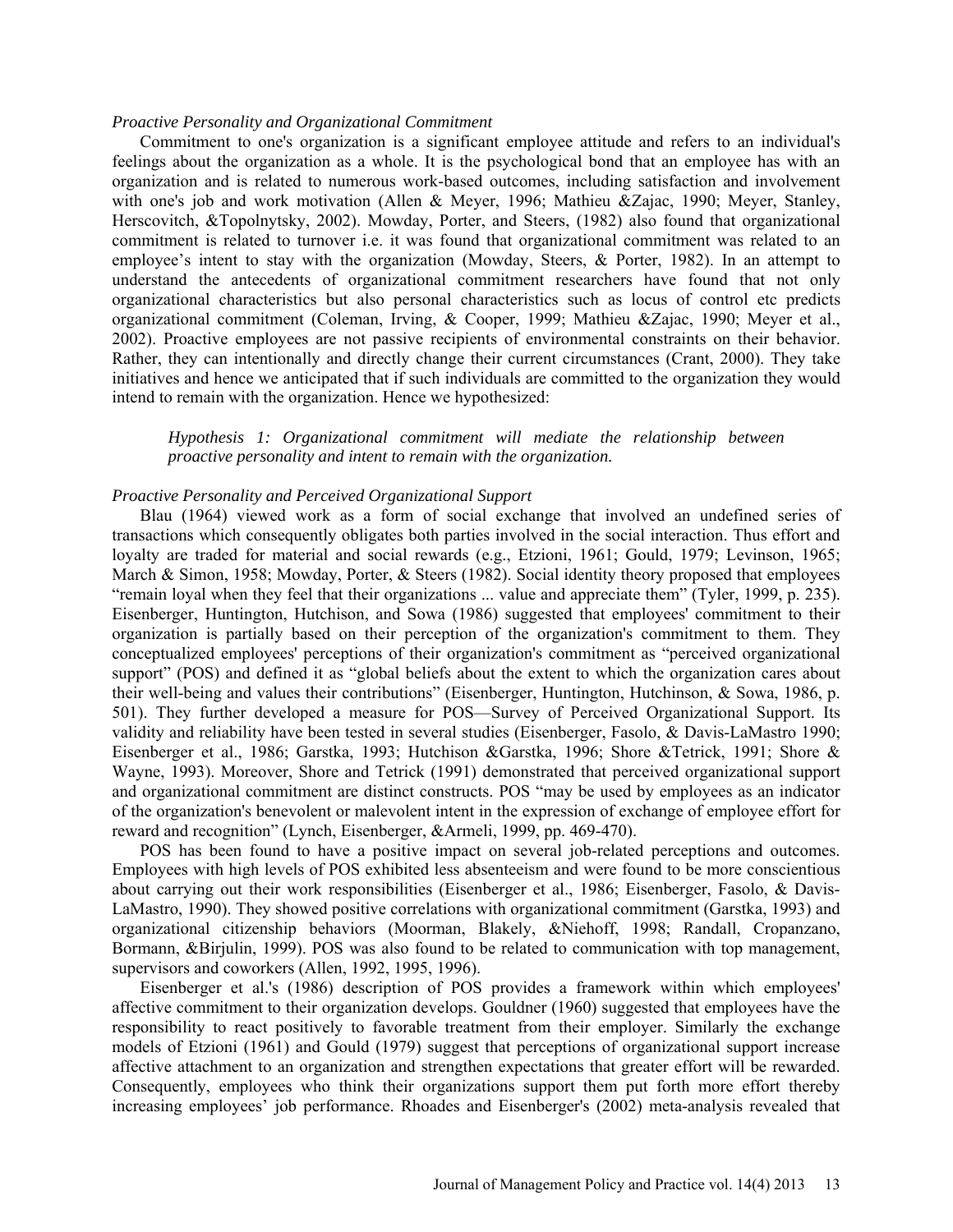*Proactive Personality and Organizational Commitment*

Commitment to one's organization is a significant employee attitude and refers to an individual's feelings about the organization as a whole. It is the psychological bond that an employee has with an organization and is related to numerous work-based outcomes, including satisfaction and involvement with one's job and work motivation (Allen & Meyer, 1996; Mathieu &Zajac, 1990; Meyer, Stanley, Herscovitch, &Topolnytsky, 2002). Mowday, Porter, and Steers, (1982) also found that organizational commitment is related to turnover i.e. it was found that organizational commitment was related to an employee's intent to stay with the organization (Mowday, Steers, & Porter, 1982). In an attempt to understand the antecedents of organizational commitment researchers have found that not only organizational characteristics but also personal characteristics such as locus of control etc predicts organizational commitment (Coleman, Irving, & Cooper, 1999; Mathieu &Zajac, 1990; Meyer et al., 2002). Proactive employees are not passive recipients of environmental constraints on their behavior. Rather, they can intentionally and directly change their current circumstances (Crant, 2000). They take initiatives and hence we anticipated that if such individuals are committed to the organization they would intend to remain with the organization. Hence we hypothesized:

> *Hypothesis 1: Organizational commitment will mediate the relationship between proactive personality and intent to remain with the organization.*

*Proactive Personality and Perceived Organizational Support*

Blau (1964) viewed work as a form of social exchange that involved an undefined series of transactions which consequently obligates both parties involved in the social interaction. Thus effort and loyalty are traded for material and social rewards (e.g., Etzioni, 1961; Gould, 1979; Levinson, 1965; March & Simon, 1958; Mowday, Porter, & Steers (1982). Social identity theory proposed that employees "remain loyal when they feel that their organizations ... value and appreciate them" (Tyler, 1999, p. 235). Eisenberger, Huntington, Hutchison, and Sowa (1986) suggested that employees' commitment to their organization is partially based on their perception of the organization's commitment to them. They conceptualized employees' perceptions of their organization's commitment as "perceived organizational support" (POS) and defined it as "global beliefs about the extent to which the organization cares about their well-being and values their contributions" (Eisenberger, Huntington, Hutchinson, & Sowa, 1986, p. 501). They further developed a measure for POS—Survey of Perceived Organizational Support. Its validity and reliability have been tested in several studies (Eisenberger, Fasolo, & Davis-LaMastro 1990; Eisenberger et al., 1986; Garstka, 1993; Hutchison &Garstka, 1996; Shore &Tetrick, 1991; Shore & Wayne, 1993). Moreover, Shore and Tetrick (1991) demonstrated that perceived organizational support and organizational commitment are distinct constructs. POS "may be used by employees as an indicator of the organization's benevolent or malevolent intent in the expression of exchange of employee effort for reward and recognition" (Lynch, Eisenberger, &Armeli, 1999, pp. 469-470).

POS has been found to have a positive impact on several job-related perceptions and outcomes. Employees with high levels of POS exhibited less absenteeism and were found to be more conscientious about carrying out their work responsibilities (Eisenberger et al., 1986; Eisenberger, Fasolo, & Davis-LaMastro, 1990). They showed positive correlations with organizational commitment (Garstka, 1993) and organizational citizenship behaviors (Moorman, Blakely, &Niehoff, 1998; Randall, Cropanzano, Bormann, &Birjulin, 1999). POS was also found to be related to communication with top management, supervisors and coworkers (Allen, 1992, 1995, 1996).

Eisenberger et al.'s (1986) description of POS provides a framework within which employees' affective commitment to their organization develops. Gouldner (1960) suggested that employees have the responsibility to react positively to favorable treatment from their employer. Similarly the exchange models of Etzioni (1961) and Gould (1979) suggest that perceptions of organizational support increase affective attachment to an organization and strengthen expectations that greater effort will be rewarded. Consequently, employees who think their organizations support them put forth more effort thereby increasing employees' job performance. Rhoades and Eisenberger's (2002) meta-analysis revealed that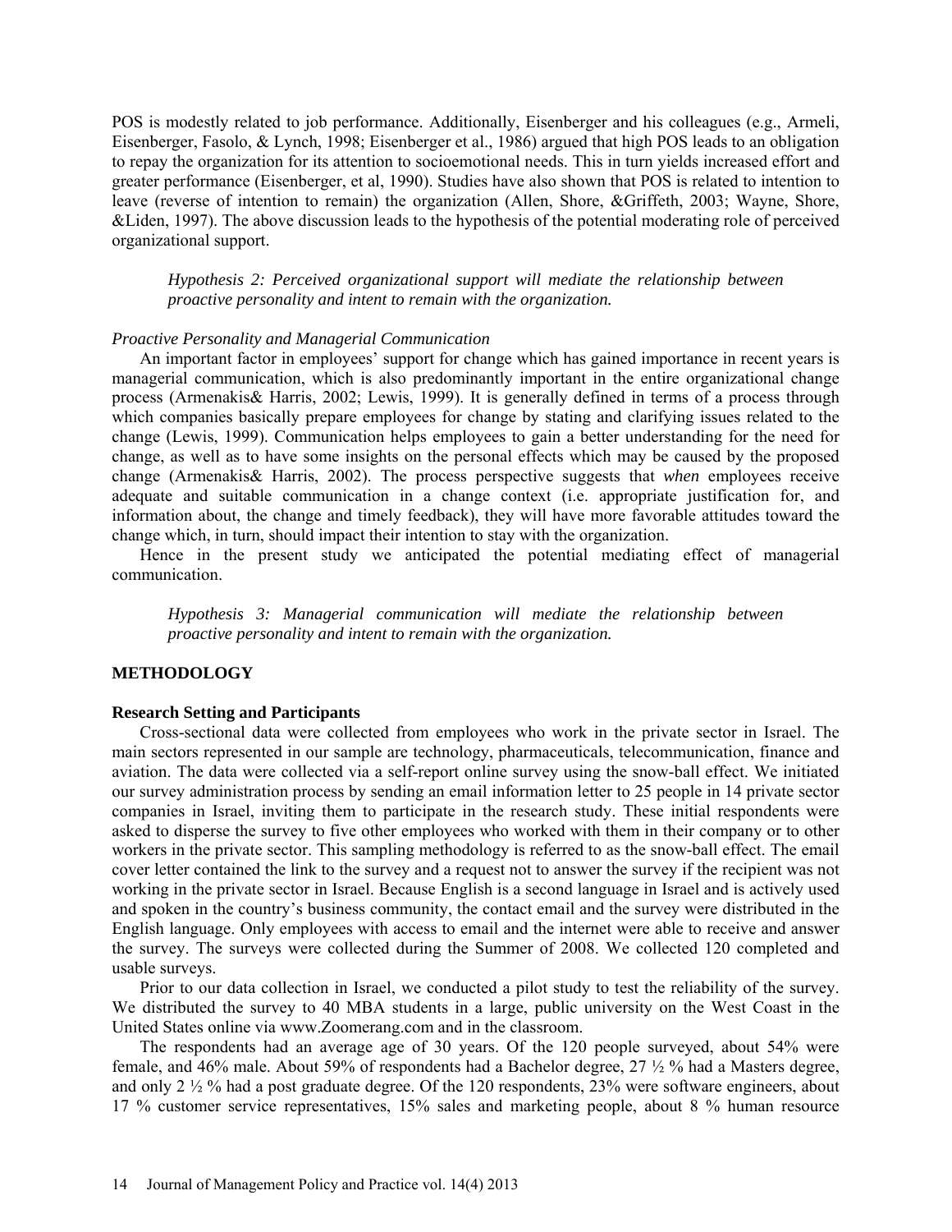POS is modestly related to job performance. Additionally, Eisenberger and his colleagues (e.g., Armeli, Eisenberger, Fasolo, & Lynch, 1998; Eisenberger et al., 1986) argued that high POS leads to an obligation to repay the organization for its attention to socioemotional needs. This in turn yields increased effort and greater performance (Eisenberger, et al, 1990). Studies have also shown that POS is related to intention to leave (reverse of intention to remain) the organization (Allen, Shore, &Griffeth, 2003; Wayne, Shore, &Liden, 1997). The above discussion leads to the hypothesis of the potential moderating role of perceived organizational support.

> *Hypothesis 2: Perceived organizational support will mediate the relationship between proactive personality and intent to remain with the organization.*

*Proactive Personality and Managerial Communication*

An important factor in employees' support for change which has gained importance in recent years is managerial communication, which is also predominantly important in the entire organizational change process (Armenakis& Harris, 2002; Lewis, 1999). It is generally defined in terms of a process through which companies basically prepare employees for change by stating and clarifying issues related to the change (Lewis, 1999). Communication helps employees to gain a better understanding for the need for change, as well as to have some insights on the personal effects which may be caused by the proposed change (Armenakis& Harris, 2002). The process perspective suggests that *when* employees receive adequate and suitable communication in a change context (i.e. appropriate justification for, and information about, the change and timely feedback), they will have more favorable attitudes toward the change which, in turn, should impact their intention to stay with the organization.

Hence in the present study we anticipated the potential mediating effect of managerial communication.

> *Hypothesis 3: Managerial communication will mediate the relationship between proactive personality and intent to remain with the organization.*

## METHODOLOGY

### Research Setting and Participants

Cross-sectional data were collected from employees who work in the private sector in Israel. The main sectors represented in our sample are technology, pharmaceuticals, telecommunication, finance and aviation. The data were collected via a self-report online survey using the snow-ball effect. We initiated our survey administration process by sending an email information letter to 25 people in 14 private sector companies in Israel, inviting them to participate in the research study. These initial respondents were asked to disperse the survey to five other employees who worked with them in their company or to other workers in the private sector. This sampling methodology is referred to as the snow-ball effect. The email cover letter contained the link to the survey and a request not to answer the survey if the recipient was not working in the private sector in Israel. Because English is a second language in Israel and is actively used and spoken in the country's business community, the contact email and the survey were distributed in the English language. Only employees with access to email and the internet were able to receive and answer the survey. The surveys were collected during the Summer of 2008. We collected 120 completed and usable surveys.

Prior to our data collection in Israel, we conducted a pilot study to test the reliability of the survey. We distributed the survey to 40 MBA students in a large, public university on the West Coast in the United States online via www.Zoomerang.com and in the classroom.

The respondents had an average age of 30 years. Of the 120 people surveyed, about 54% were female, and 46% male. About 59% of respondents had a Bachelor degree, 27 ½ % had a Masters degree, and only 2 ½ % had a post graduate degree. Of the 120 respondents, 23% were software engineers, about 17 % customer service representatives, 15% sales and marketing people, about 8 % human resource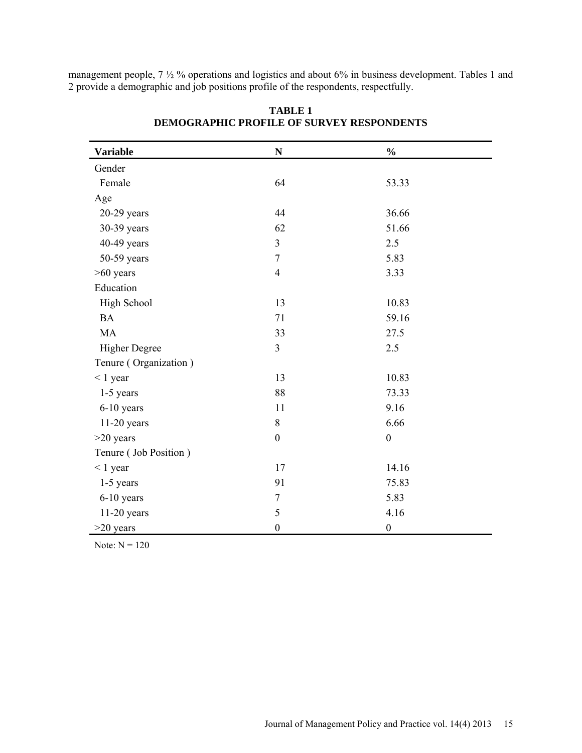management people, 7 ½ % operations and logistics and about 6% in business development. Tables 1 and 2 provide a demographic and job positions profile of the respondents, respectfully.

**TABLE 1**
**DEMOGRAPHIC PROFILE OF SURVEY RESPONDENTS**

| Variable | N | % |
|---|---|---|
| Gender | | |
| Female | 64 | 53.33 |
| Age | | |
| 20-29 years | 44 | 36.66 |
| 30-39 years | 62 | 51.66 |
| 40-49 years | 3 | 2.5 |
| 50-59 years | 7 | 5.83 |
| >60 years | 4 | 3.33 |
| Education | | |
| High School | 13 | 10.83 |
| BA | 71 | 59.16 |
| MA | 33 | 27.5 |
| Higher Degree | 3 | 2.5 |
| Tenure ( Organization ) | | |
| < 1 year | 13 | 10.83 |
| 1-5 years | 88 | 73.33 |
| 6-10 years | 11 | 9.16 |
| 11-20 years | 8 | 6.66 |
| >20 years | 0 | 0 |
| Tenure ( Job Position ) | | |
| < 1 year | 17 | 14.16 |
| 1-5 years | 91 | 75.83 |
| 6-10 years | 7 | 5.83 |
| 11-20 years | 5 | 4.16 |
| >20 years | 0 | 0 |

Note: N = 120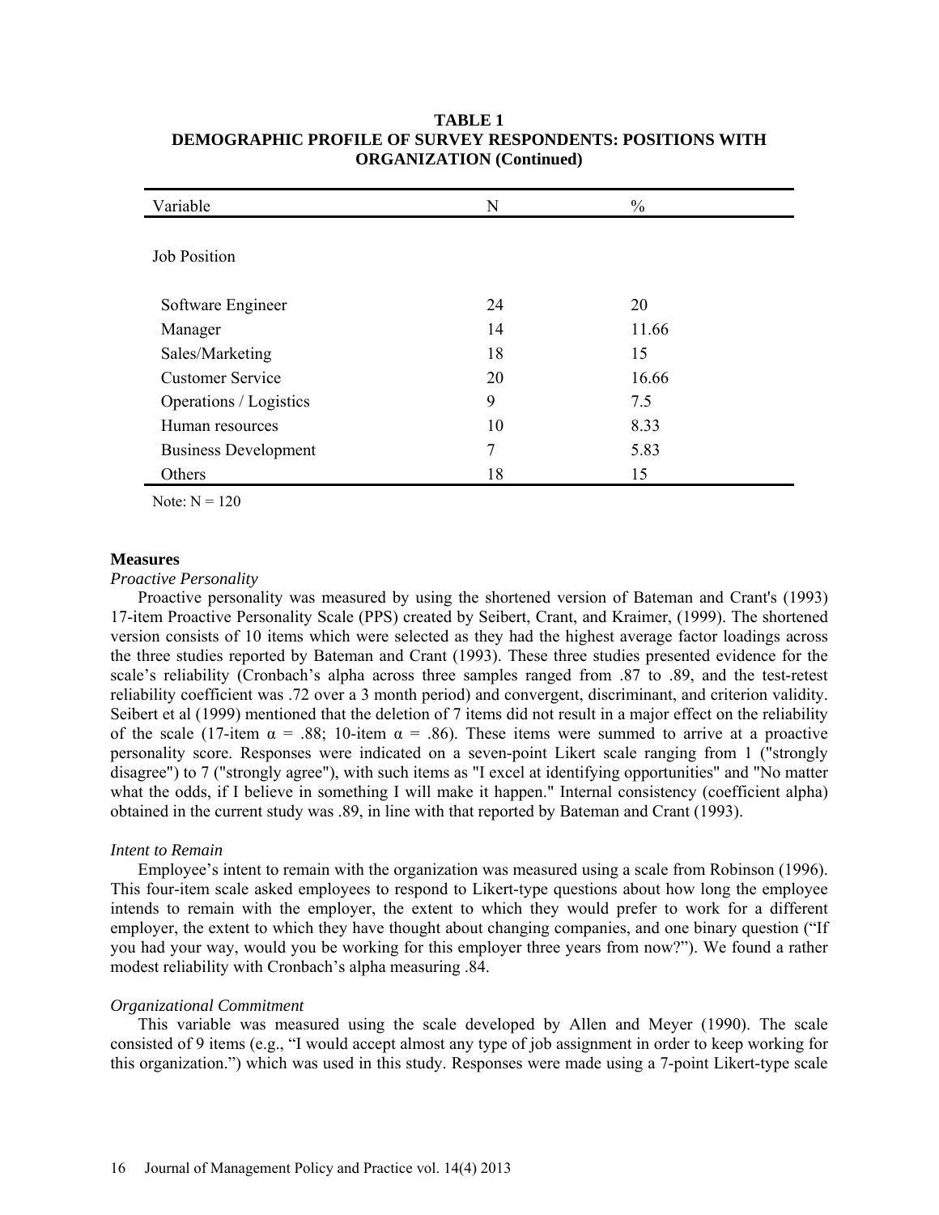**TABLE 1**
**DEMOGRAPHIC PROFILE OF SURVEY RESPONDENTS: POSITIONS WITH ORGANIZATION (Continued)**

| Variable | N | % |
|---|---|---|
| Job Position | | |
| Software Engineer | 24 | 20 |
| Manager | 14 | 11.66 |
| Sales/Marketing | 18 | 15 |
| Customer Service | 20 | 16.66 |
| Operations / Logistics | 9 | 7.5 |
| Human resources | 10 | 8.33 |
| Business Development | 7 | 5.83 |
| Others | 18 | 15 |

Note: N = 120

**Measures**

*Proactive Personality*

Proactive personality was measured by using the shortened version of Bateman and Crant's (1993) 17-item Proactive Personality Scale (PPS) created by Seibert, Crant, and Kraimer, (1999). The shortened version consists of 10 items which were selected as they had the highest average factor loadings across the three studies reported by Bateman and Crant (1993). These three studies presented evidence for the scale's reliability (Cronbach's alpha across three samples ranged from .87 to .89, and the test-retest reliability coefficient was .72 over a 3 month period) and convergent, discriminant, and criterion validity. Seibert et al (1999) mentioned that the deletion of 7 items did not result in a major effect on the reliability of the scale (17-item $\alpha = .88$; 10-item $\alpha = .86$). These items were summed to arrive at a proactive personality score. Responses were indicated on a seven-point Likert scale ranging from 1 ("strongly disagree") to 7 ("strongly agree"), with such items as "I excel at identifying opportunities" and "No matter what the odds, if I believe in something I will make it happen." Internal consistency (coefficient alpha) obtained in the current study was .89, in line with that reported by Bateman and Crant (1993).

*Intent to Remain*

Employee's intent to remain with the organization was measured using a scale from Robinson (1996). This four-item scale asked employees to respond to Likert-type questions about how long the employee intends to remain with the employer, the extent to which they would prefer to work for a different employer, the extent to which they have thought about changing companies, and one binary question ("If you had your way, would you be working for this employer three years from now?"). We found a rather modest reliability with Cronbach's alpha measuring .84.

*Organizational Commitment*

This variable was measured using the scale developed by Allen and Meyer (1990). The scale consisted of 9 items (e.g., "I would accept almost any type of job assignment in order to keep working for this organization.") which was used in this study. Responses were made using a 7-point Likert-type scale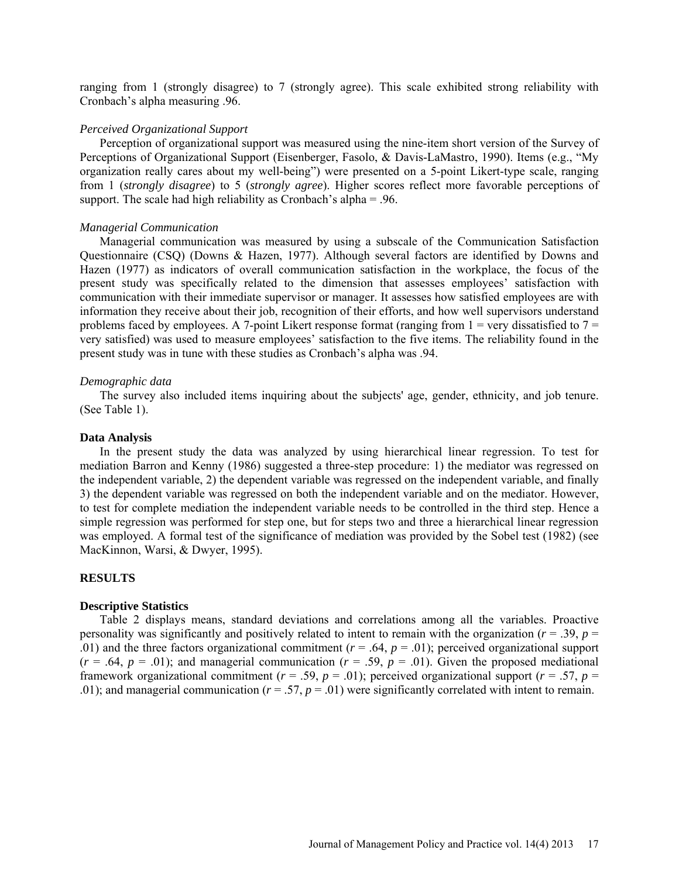ranging from 1 (strongly disagree) to 7 (strongly agree). This scale exhibited strong reliability with Cronbach's alpha measuring .96.

### *Perceived Organizational Support*

Perception of organizational support was measured using the nine-item short version of the Survey of Perceptions of Organizational Support (Eisenberger, Fasolo, & Davis-LaMastro, 1990). Items (e.g., "My organization really cares about my well-being") were presented on a 5-point Likert-type scale, ranging from 1 (*strongly disagree*) to 5 (*strongly agree*). Higher scores reflect more favorable perceptions of support. The scale had high reliability as Cronbach's alpha = .96.

### *Managerial Communication*

Managerial communication was measured by using a subscale of the Communication Satisfaction Questionnaire (CSQ) (Downs & Hazen, 1977). Although several factors are identified by Downs and Hazen (1977) as indicators of overall communication satisfaction in the workplace, the focus of the present study was specifically related to the dimension that assesses employees' satisfaction with communication with their immediate supervisor or manager. It assesses how satisfied employees are with information they receive about their job, recognition of their efforts, and how well supervisors understand problems faced by employees. A 7-point Likert response format (ranging from 1 = very dissatisfied to 7 = very satisfied) was used to measure employees' satisfaction to the five items. The reliability found in the present study was in tune with these studies as Cronbach's alpha was .94.

### *Demographic data*

The survey also included items inquiring about the subjects' age, gender, ethnicity, and job tenure. (See Table 1).

### **Data Analysis**

In the present study the data was analyzed by using hierarchical linear regression. To test for mediation Barron and Kenny (1986) suggested a three-step procedure: 1) the mediator was regressed on the independent variable, 2) the dependent variable was regressed on the independent variable, and finally 3) the dependent variable was regressed on both the independent variable and on the mediator. However, to test for complete mediation the independent variable needs to be controlled in the third step. Hence a simple regression was performed for step one, but for steps two and three a hierarchical linear regression was employed. A formal test of the significance of mediation was provided by the Sobel test (1982) (see MacKinnon, Warsi, & Dwyer, 1995).

## **RESULTS**

### **Descriptive Statistics**

Table 2 displays means, standard deviations and correlations among all the variables. Proactive personality was significantly and positively related to intent to remain with the organization ($r$ = .39, $p$ = .01) and the three factors organizational commitment ($r$ = .64, $p$ = .01); perceived organizational support ($r$ = .64, $p$ = .01); and managerial communication ($r$ = .59, $p$ = .01). Given the proposed mediational framework organizational commitment ($r$ = .59, $p$ = .01); perceived organizational support ($r$ = .57, $p$ = .01); and managerial communication ($r$ = .57, $p$ = .01) were significantly correlated with intent to remain.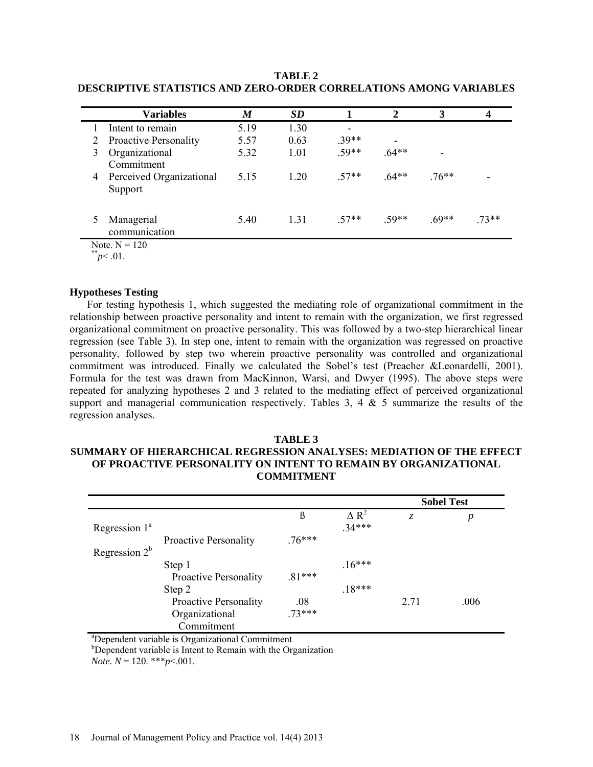**TABLE 2**
**DESCRIPTIVE STATISTICS AND ZERO-ORDER CORRELATIONS AMONG VARIABLES**

| | Variables | *M* | *SD* | 1 | 2 | 3 | 4 |
|---|---|---|---|---|---|---|---|
| 1 | Intent to remain | 5.19 | 1.30 | - | | | |
| 2 | Proactive Personality | 5.57 | 0.63 | .39** | - | | |
| 3 | Organizational Commitment | 5.32 | 1.01 | .59** | .64** | - | |
| 4 | Perceived Organizational Support | 5.15 | 1.20 | .57** | .64** | .76** | - |
| 5 | Managerial communication | 5.40 | 1.31 | .57** | .59** | .69** | .73** |

Note. N = 120
** $p < .01$.

### Hypotheses Testing

For testing hypothesis 1, which suggested the mediating role of organizational commitment in the relationship between proactive personality and intent to remain with the organization, we first regressed organizational commitment on proactive personality. This was followed by a two-step hierarchical linear regression (see Table 3). In step one, intent to remain with the organization was regressed on proactive personality, followed by step two wherein proactive personality was controlled and organizational commitment was introduced. Finally we calculated the Sobel's test (Preacher &Leonardelli, 2001). Formula for the test was drawn from MacKinnon, Warsi, and Dwyer (1995). The above steps were repeated for analyzing hypotheses 2 and 3 related to the mediating effect of perceived organizational support and managerial communication respectively. Tables 3, 4 & 5 summarize the results of the regression analyses.

**TABLE 3**
**SUMMARY OF HIERARCHICAL REGRESSION ANALYSES: MEDIATION OF THE EFFECT OF PROACTIVE PERSONALITY ON INTENT TO REMAIN BY ORGANIZATIONAL COMMITMENT**

| | | | | Sobel Test | |
|---|---|---|---|---|---|
| | | ß | $\Delta R^2$ | *z* | *p* |
| Regression 1[a] | | | .34*** | | |
| | Proactive Personality | .76*** | | | |
| Regression 2[b] | | | | | |
| | Step 1 | | .16*** | | |
| | Proactive Personality | .81*** | | | |
| | Step 2 | | .18*** | | |
| | Proactive Personality | .08 | | 2.71 | .006 |
| | Organizational Commitment | .73*** | | | |

[a]Dependent variable is Organizational Commitment
[b]Dependent variable is Intent to Remain with the Organization
*Note.* $N = 120$. *** $p < .001$.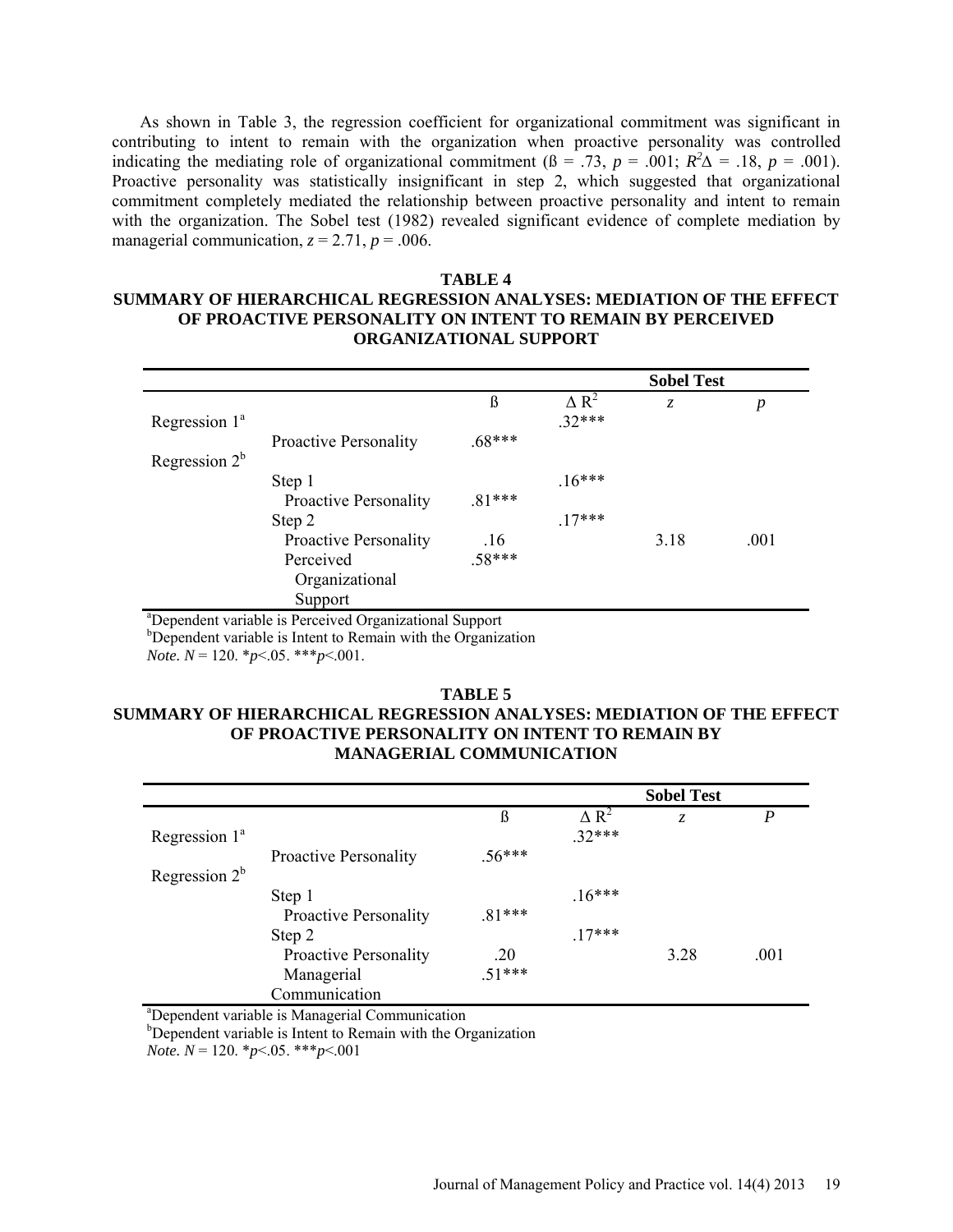As shown in Table 3, the regression coefficient for organizational commitment was significant in contributing to intent to remain with the organization when proactive personality was controlled indicating the mediating role of organizational commitment (ß = .73, $p$ = .001; $R^2\Delta$ = .18, $p$ = .001). Proactive personality was statistically insignificant in step 2, which suggested that organizational commitment completely mediated the relationship between proactive personality and intent to remain with the organization. The Sobel test (1982) revealed significant evidence of complete mediation by managerial communication, $z$ = 2.71, $p$ = .006.

**TABLE 4**
**SUMMARY OF HIERARCHICAL REGRESSION ANALYSES: MEDIATION OF THE EFFECT OF PROACTIVE PERSONALITY ON INTENT TO REMAIN BY PERCEIVED ORGANIZATIONAL SUPPORT**

| | | | | Sobel Test | |
|---|---|---|---|---|---|
| | | ß | $\Delta R^2$ | $z$ | $p$ |
| Regression 1[a] | | | .32*** | | |
| | Proactive Personality | .68*** | | | |
| Regression 2[b] | | | | | |
| | Step 1 | | .16*** | | |
| | Proactive Personality | .81*** | | | |
| | Step 2 | | .17*** | | |
| | Proactive Personality | .16 | | 3.18 | .001 |
| | Perceived Organizational Support | .58*** | | | |

[a]Dependent variable is Perceived Organizational Support
[b]Dependent variable is Intent to Remain with the Organization
*Note.* $N$ = 120. *$p$<.05. ***$p$<.001.

**TABLE 5**
**SUMMARY OF HIERARCHICAL REGRESSION ANALYSES: MEDIATION OF THE EFFECT OF PROACTIVE PERSONALITY ON INTENT TO REMAIN BY MANAGERIAL COMMUNICATION**

| | | | | Sobel Test | |
|---|---|---|---|---|---|
| | | ß | $\Delta R^2$ | $z$ | $P$ |
| Regression 1[a] | | | .32*** | | |
| | Proactive Personality | .56*** | | | |
| Regression 2[b] | | | | | |
| | Step 1 | | .16*** | | |
| | Proactive Personality | .81*** | | | |
| | Step 2 | | .17*** | | |
| | Proactive Personality | .20 | | 3.28 | .001 |
| | Managerial Communication | .51*** | | | |

[a]Dependent variable is Managerial Communication
[b]Dependent variable is Intent to Remain with the Organization
*Note.* $N$ = 120. *$p$<.05. ***$p$<.001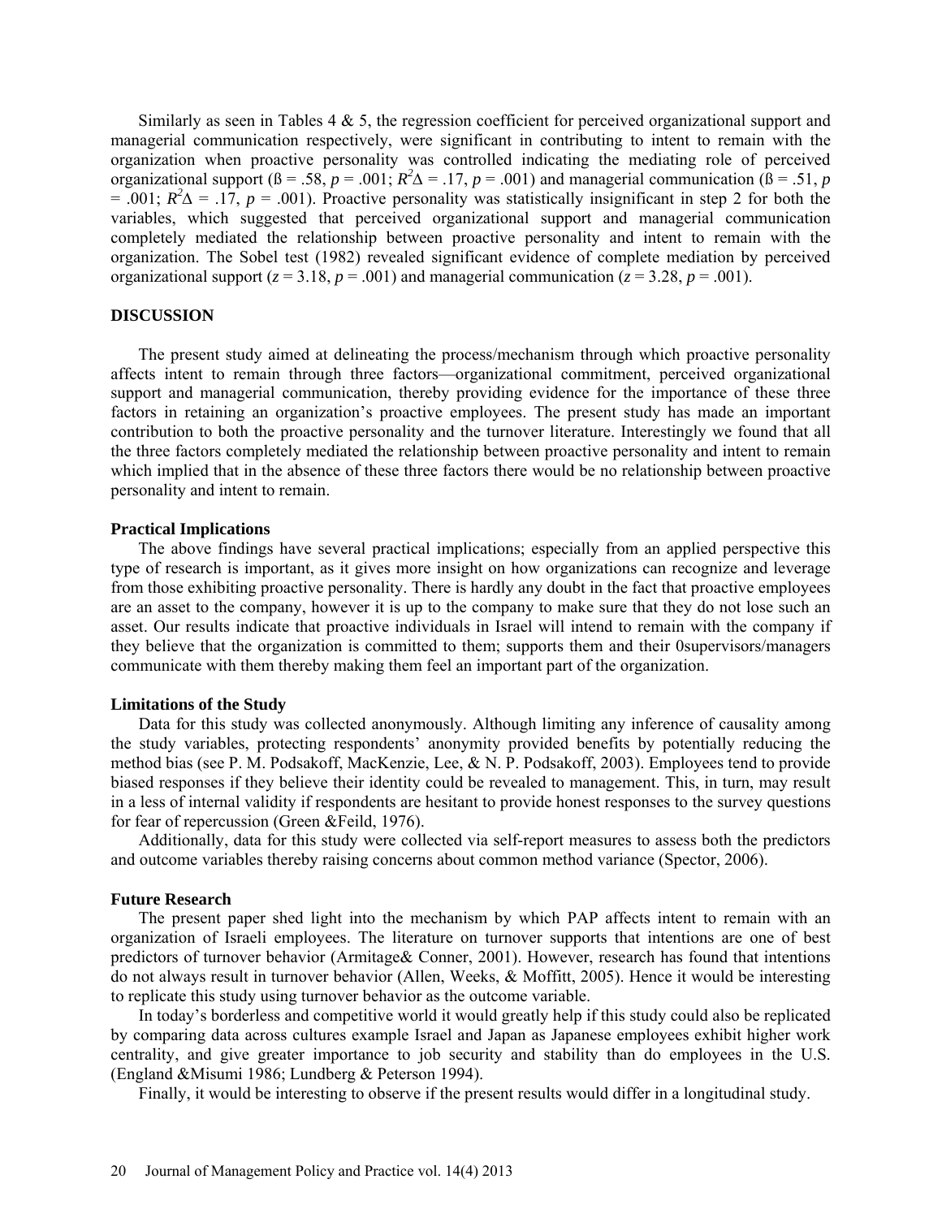Similarly as seen in Tables 4 & 5, the regression coefficient for perceived organizational support and managerial communication respectively, were significant in contributing to intent to remain with the organization when proactive personality was controlled indicating the mediating role of perceived organizational support (ß = .58, $p$ = .001; $R^2\Delta$ = .17, $p$ = .001) and managerial communication (ß = .51, $p$ = .001; $R^2\Delta$ = .17, $p$ = .001). Proactive personality was statistically insignificant in step 2 for both the variables, which suggested that perceived organizational support and managerial communication completely mediated the relationship between proactive personality and intent to remain with the organization. The Sobel test (1982) revealed significant evidence of complete mediation by perceived organizational support ($z$ = 3.18, $p$ = .001) and managerial communication ($z$ = 3.28, $p$ = .001).

## DISCUSSION

The present study aimed at delineating the process/mechanism through which proactive personality affects intent to remain through three factors—organizational commitment, perceived organizational support and managerial communication, thereby providing evidence for the importance of these three factors in retaining an organization's proactive employees. The present study has made an important contribution to both the proactive personality and the turnover literature. Interestingly we found that all the three factors completely mediated the relationship between proactive personality and intent to remain which implied that in the absence of these three factors there would be no relationship between proactive personality and intent to remain.

### Practical Implications

The above findings have several practical implications; especially from an applied perspective this type of research is important, as it gives more insight on how organizations can recognize and leverage from those exhibiting proactive personality. There is hardly any doubt in the fact that proactive employees are an asset to the company, however it is up to the company to make sure that they do not lose such an asset. Our results indicate that proactive individuals in Israel will intend to remain with the company if they believe that the organization is committed to them; supports them and their 0supervisors/managers communicate with them thereby making them feel an important part of the organization.

### Limitations of the Study

Data for this study was collected anonymously. Although limiting any inference of causality among the study variables, protecting respondents' anonymity provided benefits by potentially reducing the method bias (see P. M. Podsakoff, MacKenzie, Lee, & N. P. Podsakoff, 2003). Employees tend to provide biased responses if they believe their identity could be revealed to management. This, in turn, may result in a less of internal validity if respondents are hesitant to provide honest responses to the survey questions for fear of repercussion (Green &Feild, 1976).

Additionally, data for this study were collected via self-report measures to assess both the predictors and outcome variables thereby raising concerns about common method variance (Spector, 2006).

### Future Research

The present paper shed light into the mechanism by which PAP affects intent to remain with an organization of Israeli employees. The literature on turnover supports that intentions are one of best predictors of turnover behavior (Armitage& Conner, 2001). However, research has found that intentions do not always result in turnover behavior (Allen, Weeks, & Moffitt, 2005). Hence it would be interesting to replicate this study using turnover behavior as the outcome variable.

In today's borderless and competitive world it would greatly help if this study could also be replicated by comparing data across cultures example Israel and Japan as Japanese employees exhibit higher work centrality, and give greater importance to job security and stability than do employees in the U.S. (England &Misumi 1986; Lundberg & Peterson 1994).

Finally, it would be interesting to observe if the present results would differ in a longitudinal study.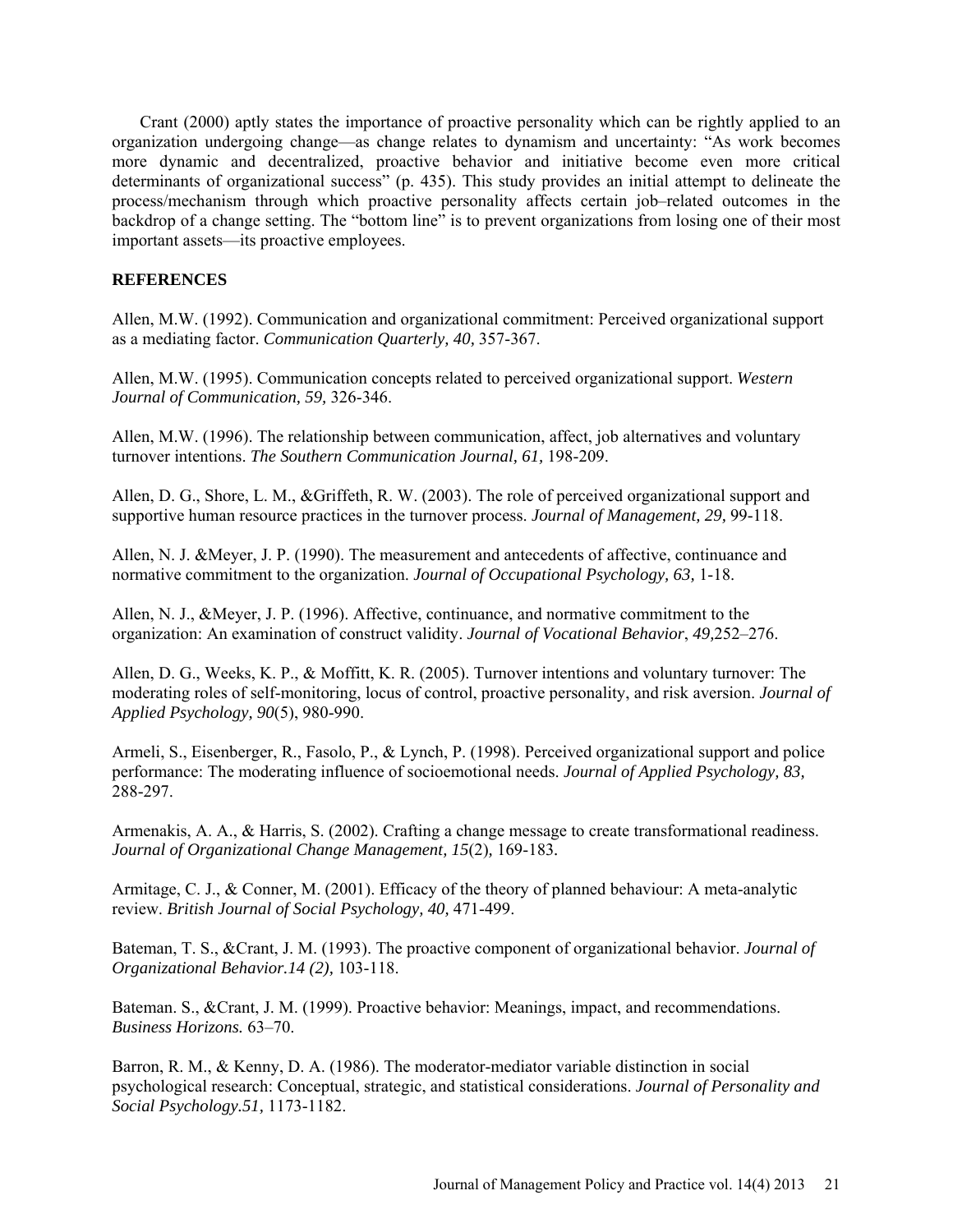Crant (2000) aptly states the importance of proactive personality which can be rightly applied to an organization undergoing change—as change relates to dynamism and uncertainty: "As work becomes more dynamic and decentralized, proactive behavior and initiative become even more critical determinants of organizational success" (p. 435). This study provides an initial attempt to delineate the process/mechanism through which proactive personality affects certain job–related outcomes in the backdrop of a change setting. The "bottom line" is to prevent organizations from losing one of their most important assets—its proactive employees.

## REFERENCES

Allen, M.W. (1992). Communication and organizational commitment: Perceived organizational support as a mediating factor. *Communication Quarterly, 40,* 357-367.

Allen, M.W. (1995). Communication concepts related to perceived organizational support. *Western Journal of Communication, 59,* 326-346.

Allen, M.W. (1996). The relationship between communication, affect, job alternatives and voluntary turnover intentions. *The Southern Communication Journal, 61,* 198-209.

Allen, D. G., Shore, L. M., &Griffeth, R. W. (2003). The role of perceived organizational support and supportive human resource practices in the turnover process. *Journal of Management, 29,* 99-118.

Allen, N. J. &Meyer, J. P. (1990). The measurement and antecedents of affective, continuance and normative commitment to the organization. *Journal of Occupational Psychology, 63,* 1-18.

Allen, N. J., &Meyer, J. P. (1996). Affective, continuance, and normative commitment to the organization: An examination of construct validity. *Journal of Vocational Behavior*, *49,*252–276.

Allen, D. G., Weeks, K. P., & Moffitt, K. R. (2005). Turnover intentions and voluntary turnover: The moderating roles of self-monitoring, locus of control, proactive personality, and risk aversion. *Journal of Applied Psychology, 90*(5), 980-990.

Armeli, S., Eisenberger, R., Fasolo, P., & Lynch, P. (1998). Perceived organizational support and police performance: The moderating influence of socioemotional needs. *Journal of Applied Psychology, 83,* 288-297.

Armenakis, A. A., & Harris, S. (2002). Crafting a change message to create transformational readiness. *Journal of Organizational Change Management, 15*(2)*,* 169-183.

Armitage, C. J., & Conner, M. (2001). Efficacy of the theory of planned behaviour: A meta-analytic review. *British Journal of Social Psychology, 40,* 471-499.

Bateman, T. S., &Crant, J. M. (1993). The proactive component of organizational behavior. *Journal of Organizational Behavior.14 (2),* 103-118.

Bateman. S., &Crant, J. M. (1999). Proactive behavior: Meanings, impact, and recommendations. *Business Horizons.* 63–70.

Barron, R. M., & Kenny, D. A. (1986). The moderator-mediator variable distinction in social psychological research: Conceptual, strategic, and statistical considerations. *Journal of Personality and Social Psychology.51,* 1173-1182.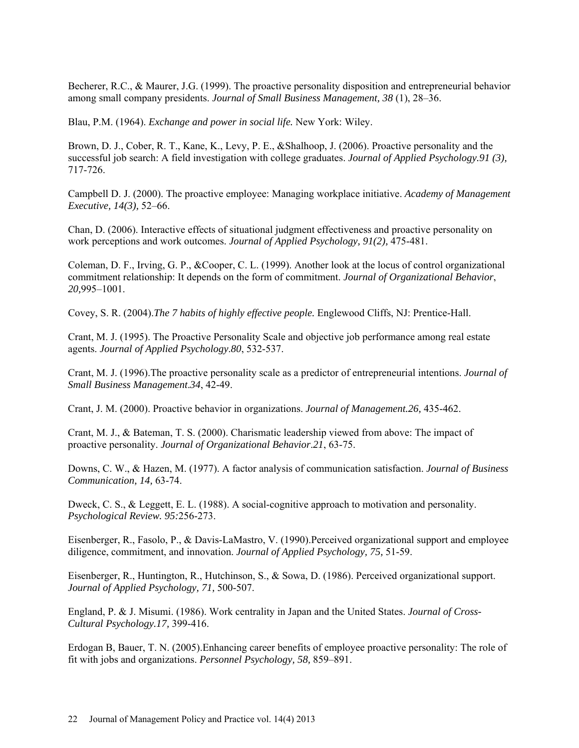Becherer, R.C., & Maurer, J.G. (1999). The proactive personality disposition and entrepreneurial behavior among small company presidents. *Journal of Small Business Management, 38* (1), 28–36.

Blau, P.M. (1964). *Exchange and power in social life.* New York: Wiley.

Brown, D. J., Cober, R. T., Kane, K., Levy, P. E., &Shalhoop, J. (2006). Proactive personality and the successful job search: A field investigation with college graduates. *Journal of Applied Psychology.91 (3),* 717-726.

Campbell D. J. (2000). The proactive employee: Managing workplace initiative. *Academy of Management Executive, 14(3),* 52–66.

Chan, D. (2006). Interactive effects of situational judgment effectiveness and proactive personality on work perceptions and work outcomes. *Journal of Applied Psychology, 91(2),* 475-481.

Coleman, D. F., Irving, G. P., &Cooper, C. L. (1999). Another look at the locus of control organizational commitment relationship: It depends on the form of commitment. *Journal of Organizational Behavior*, *20,*995–1001.

Covey, S. R. (2004).*The 7 habits of highly effective people.* Englewood Cliffs, NJ: Prentice-Hall.

Crant, M. J. (1995). The Proactive Personality Scale and objective job performance among real estate agents. *Journal of Applied Psychology.80*, 532-537.

Crant, M. J. (1996).The proactive personality scale as a predictor of entrepreneurial intentions. *Journal of Small Business Management.34*, 42-49.

Crant, J. M. (2000). Proactive behavior in organizations. *Journal of Management.26,* 435-462.

Crant, M. J., & Bateman, T. S. (2000). Charismatic leadership viewed from above: The impact of proactive personality. *Journal of Organizational Behavior.21*, 63-75.

Downs, C. W., & Hazen, M. (1977). A factor analysis of communication satisfaction. *Journal of Business Communication, 14,* 63-74.

Dweck, C. S., & Leggett, E. L. (1988). A social-cognitive approach to motivation and personality. *Psychological Review. 95:*256-273.

Eisenberger, R., Fasolo, P., & Davis-LaMastro, V. (1990).Perceived organizational support and employee diligence, commitment, and innovation. *Journal of Applied Psychology, 75,* 51-59.

Eisenberger, R., Huntington, R., Hutchinson, S., & Sowa, D. (1986). Perceived organizational support. *Journal of Applied Psychology, 71,* 500-507.

England, P. & J. Misumi. (1986). Work centrality in Japan and the United States. *Journal of Cross-Cultural Psychology.17,* 399-416.

Erdogan B, Bauer, T. N. (2005).Enhancing career benefits of employee proactive personality: The role of fit with jobs and organizations. *Personnel Psychology, 58,* 859–891.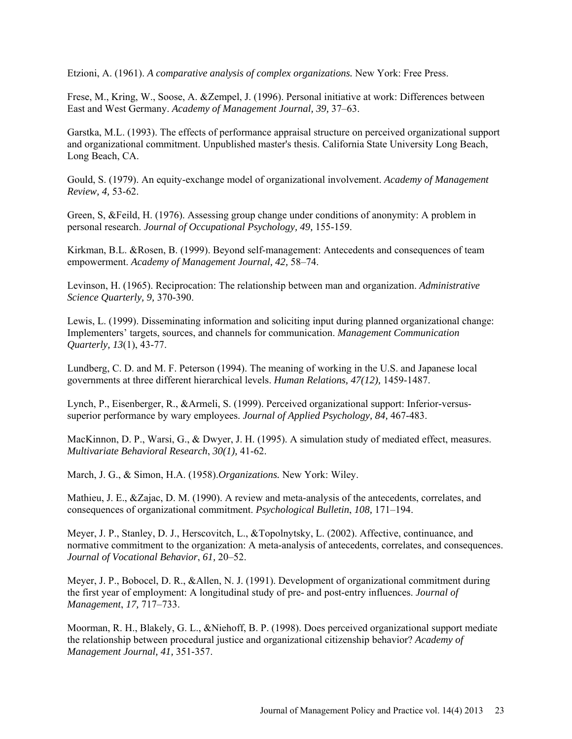Etzioni, A. (1961). *A comparative analysis of complex organizations.* New York: Free Press.

Frese, M., Kring, W., Soose, A. &Zempel, J. (1996). Personal initiative at work: Differences between East and West Germany. *Academy of Management Journal, 39,* 37–63.

Garstka, M.L. (1993). The effects of performance appraisal structure on perceived organizational support and organizational commitment. Unpublished master's thesis. California State University Long Beach, Long Beach, CA.

Gould, S. (1979). An equity-exchange model of organizational involvement. *Academy of Management Review, 4,* 53-62.

Green, S, &Feild, H. (1976). Assessing group change under conditions of anonymity: A problem in personal research. *Journal of Occupational Psychology, 49,* 155-159.

Kirkman, B.L. &Rosen, B. (1999). Beyond self-management: Antecedents and consequences of team empowerment. *Academy of Management Journal, 42,* 58–74.

Levinson, H. (1965). Reciprocation: The relationship between man and organization. *Administrative Science Quarterly, 9,* 370-390.

Lewis, L. (1999). Disseminating information and soliciting input during planned organizational change: Implementers' targets, sources, and channels for communication. *Management Communication Quarterly, 13*(1), 43-77.

Lundberg, C. D. and M. F. Peterson (1994). The meaning of working in the U.S. and Japanese local governments at three different hierarchical levels. *Human Relations, 47(12),* 1459-1487.

Lynch, P., Eisenberger, R., &Armeli, S. (1999). Perceived organizational support: Inferior-versus-superior performance by wary employees. *Journal of Applied Psychology, 84,* 467-483.

MacKinnon, D. P., Warsi, G., & Dwyer, J. H. (1995). A simulation study of mediated effect, measures. *Multivariate Behavioral Research*, *30(1),* 41-62.

March, J. G., & Simon, H.A. (1958).*Organizations.* New York: Wiley.

Mathieu, J. E., &Zajac, D. M. (1990). A review and meta-analysis of the antecedents, correlates, and consequences of organizational commitment. *Psychological Bulletin*, *108,* 171–194.

Meyer, J. P., Stanley, D. J., Herscovitch, L., &Topolnytsky, L. (2002). Affective, continuance, and normative commitment to the organization: A meta-analysis of antecedents, correlates, and consequences. *Journal of Vocational Behavior*, *61,* 20–52.

Meyer, J. P., Bobocel, D. R., &Allen, N. J. (1991). Development of organizational commitment during the first year of employment: A longitudinal study of pre- and post-entry influences. *Journal of Management*, *17,* 717–733.

Moorman, R. H., Blakely, G. L., &Niehoff, B. P. (1998). Does perceived organizational support mediate the relationship between procedural justice and organizational citizenship behavior? *Academy of Management Journal, 41,* 351-357.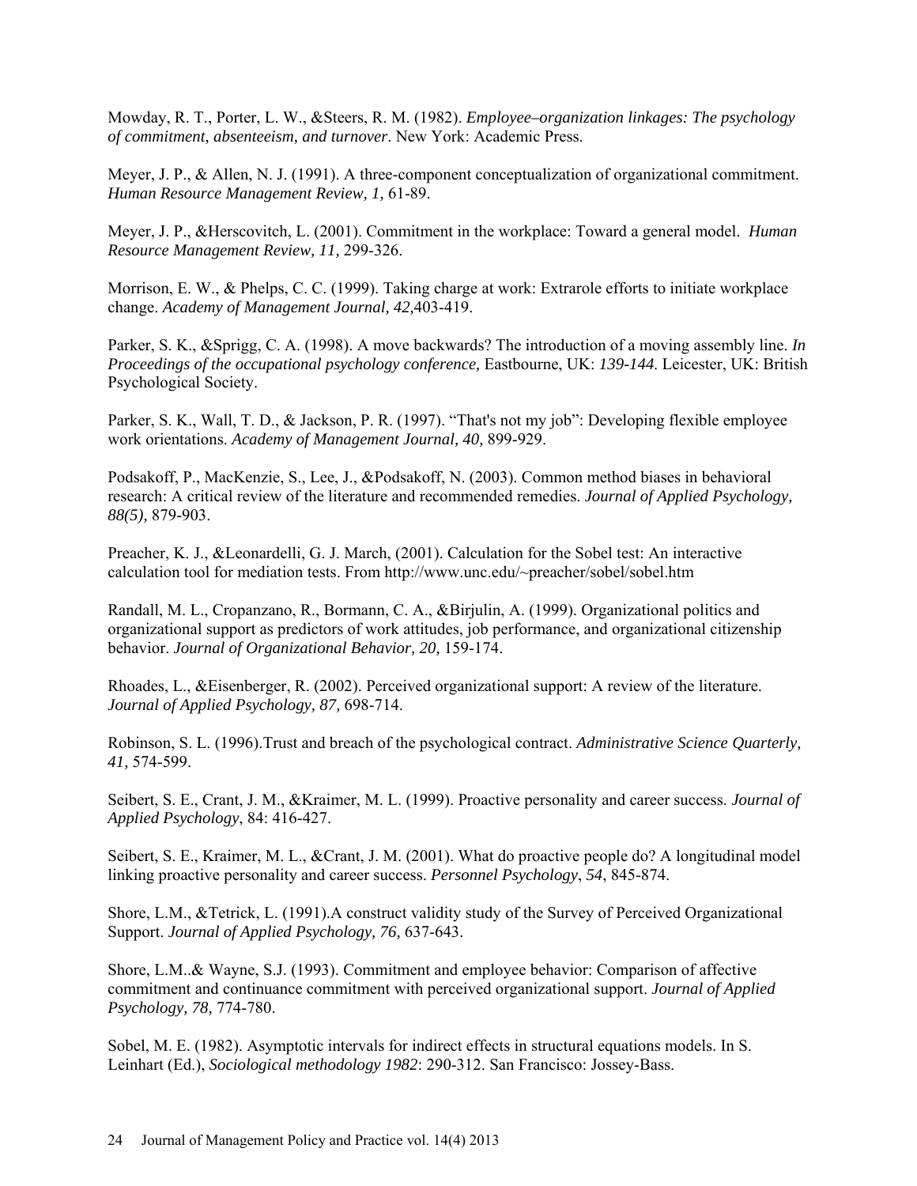Mowday, R. T., Porter, L. W., &Steers, R. M. (1982). *Employee–organization linkages: The psychology of commitment, absenteeism, and turnover*. New York: Academic Press.

Meyer, J. P., & Allen, N. J. (1991). A three-component conceptualization of organizational commitment. *Human Resource Management Review, 1,* 61-89.

Meyer, J. P., &Herscovitch, L. (2001). Commitment in the workplace: Toward a general model. *Human Resource Management Review, 11,* 299-326.

Morrison, E. W., & Phelps, C. C. (1999). Taking charge at work: Extrarole efforts to initiate workplace change. *Academy of Management Journal, 42,*403-419.

Parker, S. K., &Sprigg, C. A. (1998). A move backwards? The introduction of a moving assembly line. *In Proceedings of the occupational psychology conference,* Eastbourne, UK: *139-144.* Leicester, UK: British Psychological Society.

Parker, S. K., Wall, T. D., & Jackson, P. R. (1997). "That's not my job": Developing flexible employee work orientations. *Academy of Management Journal, 40,* 899-929.

Podsakoff, P., MacKenzie, S., Lee, J., &Podsakoff, N. (2003). Common method biases in behavioral research: A critical review of the literature and recommended remedies. *Journal of Applied Psychology, 88(5),* 879-903.

Preacher, K. J., &Leonardelli, G. J. March, (2001). Calculation for the Sobel test: An interactive calculation tool for mediation tests. From http://www.unc.edu/~preacher/sobel/sobel.htm

Randall, M. L., Cropanzano, R., Bormann, C. A., &Birjulin, A. (1999). Organizational politics and organizational support as predictors of work attitudes, job performance, and organizational citizenship behavior. *Journal of Organizational Behavior, 20,* 159-174.

Rhoades, L., &Eisenberger, R. (2002). Perceived organizational support: A review of the literature. *Journal of Applied Psychology, 87,* 698-714.

Robinson, S. L. (1996).Trust and breach of the psychological contract. *Administrative Science Quarterly, 41,* 574-599.

Seibert, S. E., Crant, J. M., &Kraimer, M. L. (1999). Proactive personality and career success. *Journal of Applied Psychology*, 84: 416-427.

Seibert, S. E., Kraimer, M. L., &Crant, J. M. (2001). What do proactive people do? A longitudinal model linking proactive personality and career success. *Personnel Psychology*, *54*, 845-874.

Shore, L.M., &Tetrick, L. (1991).A construct validity study of the Survey of Perceived Organizational Support. *Journal of Applied Psychology, 76,* 637-643.

Shore, L.M..& Wayne, S.J. (1993). Commitment and employee behavior: Comparison of affective commitment and continuance commitment with perceived organizational support. *Journal of Applied Psychology, 78,* 774-780.

Sobel, M. E. (1982). Asymptotic intervals for indirect effects in structural equations models. In S. Leinhart (Ed.), *Sociological methodology 1982*: 290-312. San Francisco: Jossey-Bass.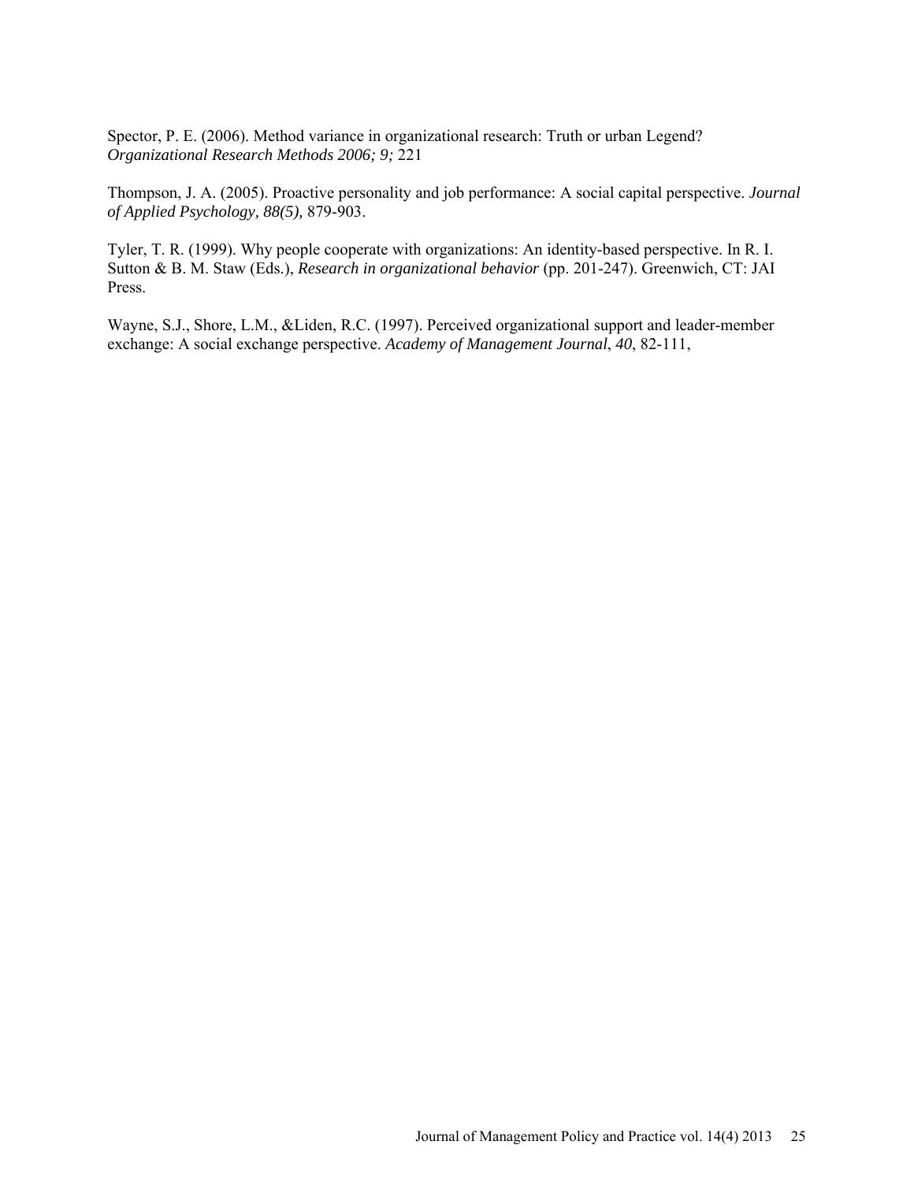Spector, P. E. (2006). Method variance in organizational research: Truth or urban Legend? *Organizational Research Methods 2006; 9;* 221

Thompson, J. A. (2005). Proactive personality and job performance: A social capital perspective. *Journal of Applied Psychology, 88(5),* 879-903.

Tyler, T. R. (1999). Why people cooperate with organizations: An identity-based perspective. In R. I. Sutton & B. M. Staw (Eds.), *Research in organizational behavior* (pp. 201-247). Greenwich, CT: JAI Press.

Wayne, S.J., Shore, L.M., &Liden, R.C. (1997). Perceived organizational support and leader-member exchange: A social exchange perspective. *Academy of Management Journal*, *40*, 82-111,